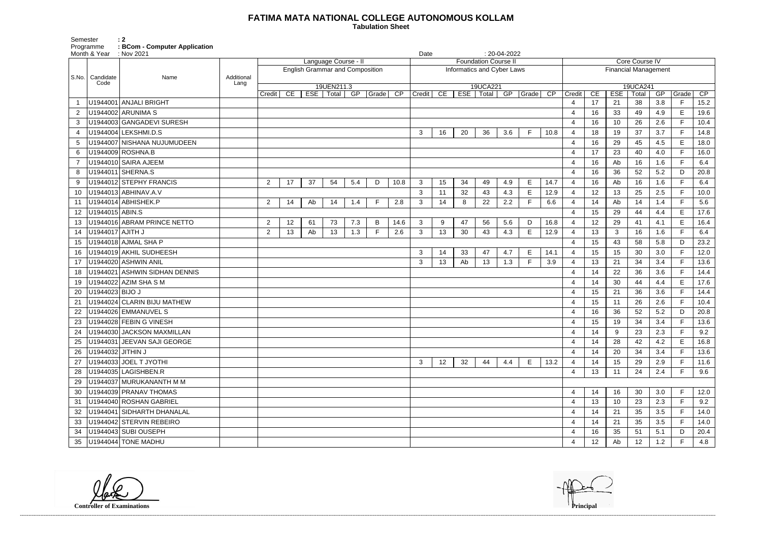# FATIMA MATA NATIONAL COLLEGE AUTONOMOUS KOLLAM

**Tabulation Sheet**

Semester : 2
Programme : BCom - Computer Application
Month & Year : Nov 2021
Date : 20-04-2022

| S.No. | Candidate Code | Name | Additional Lang | Language Course - II English Grammar and Composition 19UEN211.3 | | | | | | | Foundation Course II Informatics and Cyber Laws 19UCA221 | | | | | | | Core Course IV Financial Management 19UCA241 | | | | | | |
|---|---|---|---|---|---|---|---|---|---|---|---|---|---|---|---|---|---|---|---|---|---|---|---|---|
| | | | | Credit | CE | ESE | Total | GP | Grade | CP | Credit | CE | ESE | Total | GP | Grade | CP | Credit | CE | ESE | Total | GP | Grade | CP |
| 1 | U1944001 | ANJALI BRIGHT | | | | | | | | | | | | | | | | 4 | 17 | 21 | 38 | 3.8 | F | 15.2 |
| 2 | U1944002 | ARUNIMA S | | | | | | | | | | | | | | | | 4 | 16 | 33 | 49 | 4.9 | E | 19.6 |
| 3 | U1944003 | GANGADEVI SURESH | | | | | | | | | | | | | | | | 4 | 16 | 10 | 26 | 2.6 | F | 10.4 |
| 4 | U1944004 | LEKSHMI.D.S | | | | | | | | | 3 | 16 | 20 | 36 | 3.6 | F | 10.8 | 4 | 18 | 19 | 37 | 3.7 | F | 14.8 |
| 5 | U1944007 | NISHANA NUJUMUDEEN | | | | | | | | | | | | | | | | 4 | 16 | 29 | 45 | 4.5 | E | 18.0 |
| 6 | U1944009 | ROSHNA.B | | | | | | | | | | | | | | | | 4 | 17 | 23 | 40 | 4.0 | F | 16.0 |
| 7 | U1944010 | SAIRA AJEEM | | | | | | | | | | | | | | | | 4 | 16 | Ab | 16 | 1.6 | F | 6.4 |
| 8 | U1944011 | SHERNA.S | | | | | | | | | | | | | | | | 4 | 16 | 36 | 52 | 5.2 | D | 20.8 |
| 9 | U1944012 | STEPHY FRANCIS | | 2 | 17 | 37 | 54 | 5.4 | D | 10.8 | 3 | 15 | 34 | 49 | 4.9 | E | 14.7 | 4 | 16 | Ab | 16 | 1.6 | F | 6.4 |
| 10 | U1944013 | ABHINAV.A.V | | | | | | | | | 3 | 11 | 32 | 43 | 4.3 | E | 12.9 | 4 | 12 | 13 | 25 | 2.5 | F | 10.0 |
| 11 | U1944014 | ABHISHEK.P | | 2 | 14 | Ab | 14 | 1.4 | F | 2.8 | 3 | 14 | 8 | 22 | 2.2 | F | 6.6 | 4 | 14 | Ab | 14 | 1.4 | F | 5.6 |
| 12 | U1944015 | ABIN.S | | | | | | | | | | | | | | | | 4 | 15 | 29 | 44 | 4.4 | E | 17.6 |
| 13 | U1944016 | ABRAM PRINCE NETTO | | 2 | 12 | 61 | 73 | 7.3 | B | 14.6 | 3 | 9 | 47 | 56 | 5.6 | D | 16.8 | 4 | 12 | 29 | 41 | 4.1 | E | 16.4 |
| 14 | U1944017 | AJITH J | | 2 | 13 | Ab | 13 | 1.3 | F | 2.6 | 3 | 13 | 30 | 43 | 4.3 | E | 12.9 | 4 | 13 | 3 | 16 | 1.6 | F | 6.4 |
| 15 | U1944018 | AJMAL SHA P | | | | | | | | | | | | | | | | 4 | 15 | 43 | 58 | 5.8 | D | 23.2 |
| 16 | U1944019 | AKHIL SUDHEESH | | | | | | | | | 3 | 14 | 33 | 47 | 4.7 | E | 14.1 | 4 | 15 | 15 | 30 | 3.0 | F | 12.0 |
| 17 | U1944020 | ASHWIN ANIL | | | | | | | | | 3 | 13 | Ab | 13 | 1.3 | F | 3.9 | 4 | 13 | 21 | 34 | 3.4 | F | 13.6 |
| 18 | U1944021 | ASHWIN SIDHAN DENNIS | | | | | | | | | | | | | | | | 4 | 14 | 22 | 36 | 3.6 | F | 14.4 |
| 19 | U1944022 | AZIM SHA S M | | | | | | | | | | | | | | | | 4 | 14 | 30 | 44 | 4.4 | E | 17.6 |
| 20 | U1944023 | BIJO J | | | | | | | | | | | | | | | | 4 | 15 | 21 | 36 | 3.6 | F | 14.4 |
| 21 | U1944024 | CLARIN BIJU MATHEW | | | | | | | | | | | | | | | | 4 | 15 | 11 | 26 | 2.6 | F | 10.4 |
| 22 | U1944026 | EMMANUVEL S | | | | | | | | | | | | | | | | 4 | 16 | 36 | 52 | 5.2 | D | 20.8 |
| 23 | U1944028 | FEBIN G VINESH | | | | | | | | | | | | | | | | 4 | 15 | 19 | 34 | 3.4 | F | 13.6 |
| 24 | U1944030 | JACKSON MAXMILLAN | | | | | | | | | | | | | | | | 4 | 14 | 9 | 23 | 2.3 | F | 9.2 |
| 25 | U1944031 | JEEVAN SAJI GEORGE | | | | | | | | | | | | | | | | 4 | 14 | 28 | 42 | 4.2 | E | 16.8 |
| 26 | U1944032 | JITHIN J | | | | | | | | | | | | | | | | 4 | 14 | 20 | 34 | 3.4 | F | 13.6 |
| 27 | U1944033 | JOEL T JYOTHI | | | | | | | | | 3 | 12 | 32 | 44 | 4.4 | E | 13.2 | 4 | 14 | 15 | 29 | 2.9 | F | 11.6 |
| 28 | U1944035 | LAGISHBEN.R | | | | | | | | | | | | | | | | 4 | 13 | 11 | 24 | 2.4 | F | 9.6 |
| 29 | U1944037 | MURUKANANTH M M | | | | | | | | | | | | | | | | | | | | | | |
| 30 | U1944039 | PRANAV THOMAS | | | | | | | | | | | | | | | | 4 | 14 | 16 | 30 | 3.0 | F | 12.0 |
| 31 | U1944040 | ROSHAN GABRIEL | | | | | | | | | | | | | | | | 4 | 13 | 10 | 23 | 2.3 | F | 9.2 |
| 32 | U1944041 | SIDHARTH DHANALAL | | | | | | | | | | | | | | | | 4 | 14 | 21 | 35 | 3.5 | F | 14.0 |
| 33 | U1944042 | STERVIN REBEIRO | | | | | | | | | | | | | | | | 4 | 14 | 21 | 35 | 3.5 | F | 14.0 |
| 34 | U1944043 | SUBI OUSEPH | | | | | | | | | | | | | | | | 4 | 16 | 35 | 51 | 5.1 | D | 20.4 |
| 35 | U1944044 | TONE MADHU | | | | | | | | | | | | | | | | 4 | 12 | Ab | 12 | 1.2 | F | 4.8 |

**Controller of Examinations**

**Principal**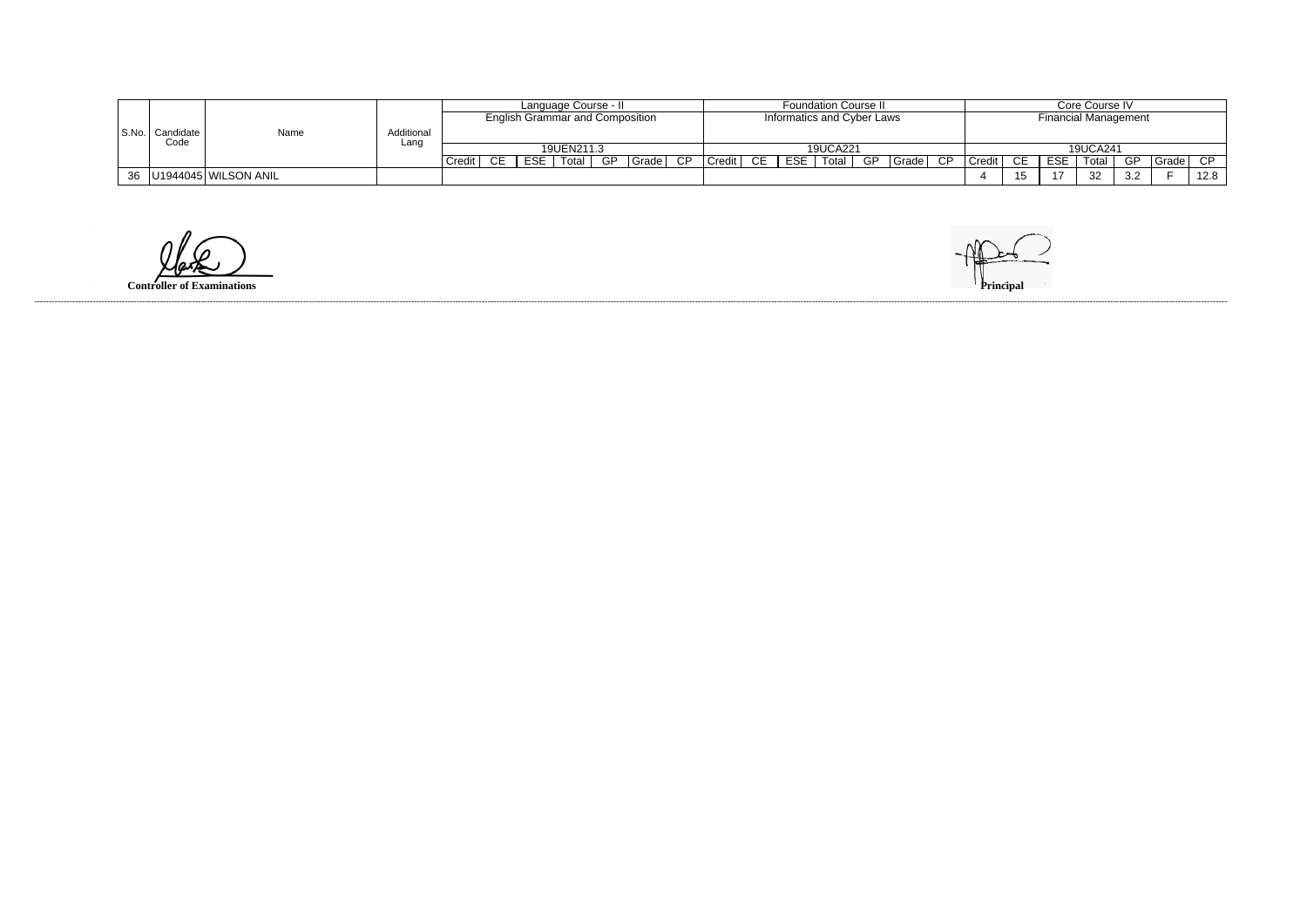| S.No. | Candidate Code | Name | Additional Lang | Language Course - II | | | | | | | Foundation Course II | | | | | | | Core Course IV | | | | | | |
|---|---|---|---|---|---|---|---|---|---|---|---|---|---|---|---|---|---|---|---|---|---|---|---|---|
| | | | | English Grammar and Composition | | | | | | | Informatics and Cyber Laws | | | | | | | Financial Management | | | | | | |
| | | | | 19UEN211.3 | | | | | | | 19UCA221 | | | | | | | 19UCA241 | | | | | | |
| | | | | Credit | CE | ESE | Total | GP | Grade | CP | Credit | CE | ESE | Total | GP | Grade | CP | Credit | CE | ESE | Total | GP | Grade | CP |
| 36 | U1944045 | WILSON ANIL | | | | | | | | | | | | | | | | 4 | 15 | 17 | 32 | 3.2 | F | 12.8 |

**Controller of Examinations**

**Principal**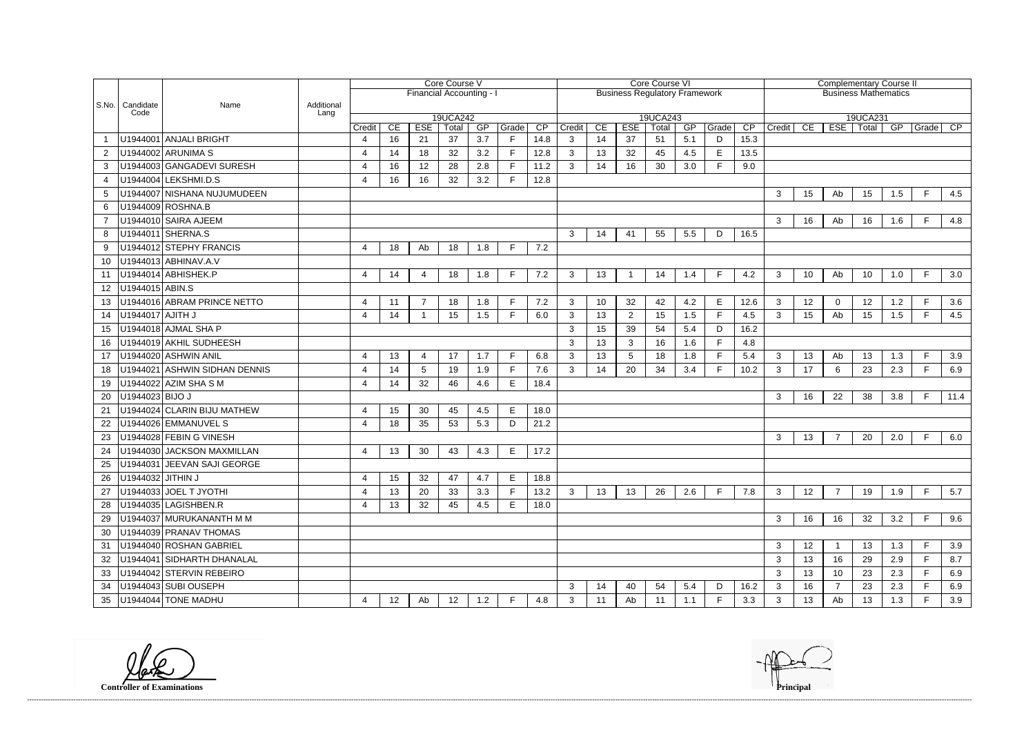| S.No. | Candidate Code | Name | Additional Lang | Core Course V | | | | | | | Core Course VI | | | | | | | Complementary Course II | | | | | | |
|---|---|---|---|---|---|---|---|---|---|---|---|---|---|---|---|---|---|---|---|---|---|---|---|---|
| | | | | Financial Accounting - I | | | | | | | Business Regulatory Framework | | | | | | | Business Mathematics | | | | | | |
| | | | | 19UCA242 | | | | | | | 19UCA243 | | | | | | | 19UCA231 | | | | | | |
| | | | | Credit | CE | ESE | Total | GP | Grade | CP | Credit | CE | ESE | Total | GP | Grade | CP | Credit | CE | ESE | Total | GP | Grade | CP |
| 1 | U1944001 | ANJALI BRIGHT | | 4 | 16 | 21 | 37 | 3.7 | F | 14.8 | 3 | 14 | 37 | 51 | 5.1 | D | 15.3 | | | | | | | |
| 2 | U1944002 | ARUNIMA S | | 4 | 14 | 18 | 32 | 3.2 | F | 12.8 | 3 | 13 | 32 | 45 | 4.5 | E | 13.5 | | | | | | | |
| 3 | U1944003 | GANGADEVI SURESH | | 4 | 16 | 12 | 28 | 2.8 | F | 11.2 | 3 | 14 | 16 | 30 | 3.0 | F | 9.0 | | | | | | | |
| 4 | U1944004 | LEKSHMI.D.S | | 4 | 16 | 16 | 32 | 3.2 | F | 12.8 | | | | | | | | | | | | | | |
| 5 | U1944007 | NISHANA NUJUMUDEEN | | | | | | | | | | | | | | | | 3 | 15 | Ab | 15 | 1.5 | F | 4.5 |
| 6 | U1944009 | ROSHNA.B | | | | | | | | | | | | | | | | | | | | | | |
| 7 | U1944010 | SAIRA AJEEM | | | | | | | | | | | | | | | | 3 | 16 | Ab | 16 | 1.6 | F | 4.8 |
| 8 | U1944011 | SHERNA.S | | | | | | | | | 3 | 14 | 41 | 55 | 5.5 | D | 16.5 | | | | | | | |
| 9 | U1944012 | STEPHY FRANCIS | | 4 | 18 | Ab | 18 | 1.8 | F | 7.2 | | | | | | | | | | | | | | |
| 10 | U1944013 | ABHINAV.A.V | | | | | | | | | | | | | | | | | | | | | | |
| 11 | U1944014 | ABHISHEK.P | | 4 | 14 | 4 | 18 | 1.8 | F | 7.2 | 3 | 13 | 1 | 14 | 1.4 | F | 4.2 | 3 | 10 | Ab | 10 | 1.0 | F | 3.0 |
| 12 | U1944015 | ABIN.S | | | | | | | | | | | | | | | | | | | | | | |
| 13 | U1944016 | ABRAM PRINCE NETTO | | 4 | 11 | 7 | 18 | 1.8 | F | 7.2 | 3 | 10 | 32 | 42 | 4.2 | E | 12.6 | 3 | 12 | 0 | 12 | 1.2 | F | 3.6 |
| 14 | U1944017 | AJITH J | | 4 | 14 | 1 | 15 | 1.5 | F | 6.0 | 3 | 13 | 2 | 15 | 1.5 | F | 4.5 | 3 | 15 | Ab | 15 | 1.5 | F | 4.5 |
| 15 | U1944018 | AJMAL SHA P | | | | | | | | | 3 | 15 | 39 | 54 | 5.4 | D | 16.2 | | | | | | | |
| 16 | U1944019 | AKHIL SUDHEESH | | | | | | | | | 3 | 13 | 3 | 16 | 1.6 | F | 4.8 | | | | | | | |
| 17 | U1944020 | ASHWIN ANIL | | 4 | 13 | 4 | 17 | 1.7 | F | 6.8 | 3 | 13 | 5 | 18 | 1.8 | F | 5.4 | 3 | 13 | Ab | 13 | 1.3 | F | 3.9 |
| 18 | U1944021 | ASHWIN SIDHAN DENNIS | | 4 | 14 | 5 | 19 | 1.9 | F | 7.6 | 3 | 14 | 20 | 34 | 3.4 | F | 10.2 | 3 | 17 | 6 | 23 | 2.3 | F | 6.9 |
| 19 | U1944022 | AZIM SHA S M | | 4 | 14 | 32 | 46 | 4.6 | E | 18.4 | | | | | | | | | | | | | | |
| 20 | U1944023 | BIJO J | | | | | | | | | | | | | | | | 3 | 16 | 22 | 38 | 3.8 | F | 11.4 |
| 21 | U1944024 | CLARIN BIJU MATHEW | | 4 | 15 | 30 | 45 | 4.5 | E | 18.0 | | | | | | | | | | | | | | |
| 22 | U1944026 | EMMANUVEL S | | 4 | 18 | 35 | 53 | 5.3 | D | 21.2 | | | | | | | | | | | | | | |
| 23 | U1944028 | FEBIN G VINESH | | | | | | | | | | | | | | | | 3 | 13 | 7 | 20 | 2.0 | F | 6.0 |
| 24 | U1944030 | JACKSON MAXMILLAN | | 4 | 13 | 30 | 43 | 4.3 | E | 17.2 | | | | | | | | | | | | | | |
| 25 | U1944031 | JEEVAN SAJI GEORGE | | | | | | | | | | | | | | | | | | | | | | |
| 26 | U1944032 | JITHIN J | | 4 | 15 | 32 | 47 | 4.7 | E | 18.8 | | | | | | | | | | | | | | |
| 27 | U1944033 | JOEL T JYOTHI | | 4 | 13 | 20 | 33 | 3.3 | F | 13.2 | 3 | 13 | 13 | 26 | 2.6 | F | 7.8 | 3 | 12 | 7 | 19 | 1.9 | F | 5.7 |
| 28 | U1944035 | LAGISHBEN.R | | 4 | 13 | 32 | 45 | 4.5 | E | 18.0 | | | | | | | | | | | | | | |
| 29 | U1944037 | MURUKANANTH M M | | | | | | | | | | | | | | | | 3 | 16 | 16 | 32 | 3.2 | F | 9.6 |
| 30 | U1944039 | PRANAV THOMAS | | | | | | | | | | | | | | | | | | | | | | |
| 31 | U1944040 | ROSHAN GABRIEL | | | | | | | | | | | | | | | | 3 | 12 | 1 | 13 | 1.3 | F | 3.9 |
| 32 | U1944041 | SIDHARTH DHANALAL | | | | | | | | | | | | | | | | 3 | 13 | 16 | 29 | 2.9 | F | 8.7 |
| 33 | U1944042 | STERVIN REBEIRO | | | | | | | | | | | | | | | | 3 | 13 | 10 | 23 | 2.3 | F | 6.9 |
| 34 | U1944043 | SUBI OUSEPH | | | | | | | | | 3 | 14 | 40 | 54 | 5.4 | D | 16.2 | 3 | 16 | 7 | 23 | 2.3 | F | 6.9 |
| 35 | U1944044 | TONE MADHU | | 4 | 12 | Ab | 12 | 1.2 | F | 4.8 | 3 | 11 | Ab | 11 | 1.1 | F | 3.3 | 3 | 13 | Ab | 13 | 1.3 | F | 3.9 |

**Controller of Examinations**

**Principal**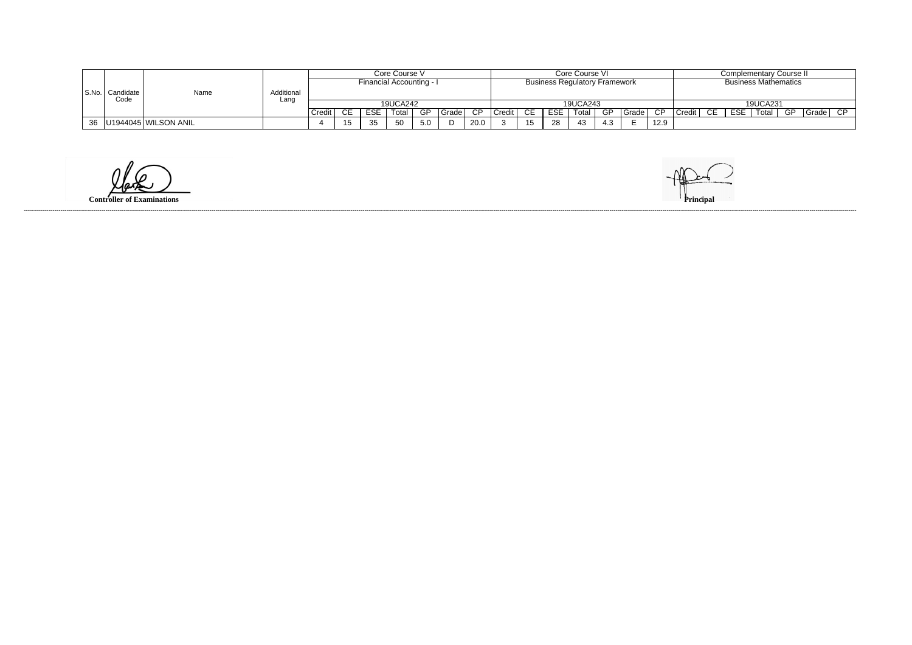| S.No. | Candidate Code | Name | Additional Lang | Core Course V Financial Accounting - I 19UCA242 | | | | | | | Core Course VI Business Regulatory Framework 19UCA243 | | | | | | | Complementary Course II Business Mathematics 19UCA231 | | | | | | |
|---|---|---|---|---|---|---|---|---|---|---|---|---|---|---|---|---|---|---|---|---|---|---|---|---|
| | | | | Credit | CE | ESE | Total | GP | Grade | CP | Credit | CE | ESE | Total | GP | Grade | CP | Credit | CE | ESE | Total | GP | Grade | CP |
| 36 | U1944045 | WILSON ANIL | | 4 | 15 | 35 | 50 | 5.0 | D | 20.0 | 3 | 15 | 28 | 43 | 4.3 | E | 12.9 | | | | | | | |

**Controller of Examinations**

**Principal**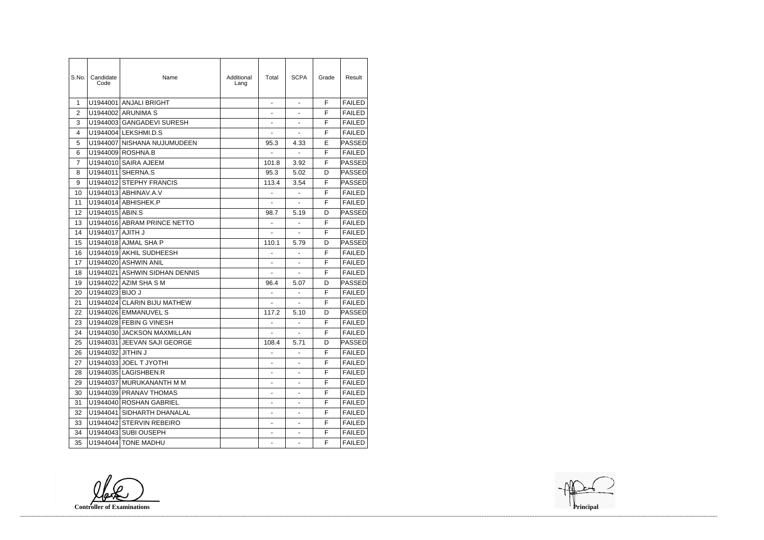| S.No. | Candidate Code | Name | Additional Lang | Total | SCPA | Grade | Result |
|---|---|---|---|---|---|---|---|
| 1 | U1944001 | ANJALI BRIGHT | | - | - | F | FAILED |
| 2 | U1944002 | ARUNIMA S | | - | - | F | FAILED |
| 3 | U1944003 | GANGADEVI SURESH | | - | - | F | FAILED |
| 4 | U1944004 | LEKSHMI.D.S | | - | - | F | FAILED |
| 5 | U1944007 | NISHANA NUJUMUDEEN | | 95.3 | 4.33 | E | PASSED |
| 6 | U1944009 | ROSHNA.B | | - | - | F | FAILED |
| 7 | U1944010 | SAIRA AJEEM | | 101.8 | 3.92 | F | PASSED |
| 8 | U1944011 | SHERNA.S | | 95.3 | 5.02 | D | PASSED |
| 9 | U1944012 | STEPHY FRANCIS | | 113.4 | 3.54 | F | PASSED |
| 10 | U1944013 | ABHINAV.A.V | | - | - | F | FAILED |
| 11 | U1944014 | ABHISHEK.P | | - | - | F | FAILED |
| 12 | U1944015 | ABIN.S | | 98.7 | 5.19 | D | PASSED |
| 13 | U1944016 | ABRAM PRINCE NETTO | | - | - | F | FAILED |
| 14 | U1944017 | AJITH J | | - | - | F | FAILED |
| 15 | U1944018 | AJMAL SHA P | | 110.1 | 5.79 | D | PASSED |
| 16 | U1944019 | AKHIL SUDHEESH | | - | - | F | FAILED |
| 17 | U1944020 | ASHWIN ANIL | | - | - | F | FAILED |
| 18 | U1944021 | ASHWIN SIDHAN DENNIS | | - | - | F | FAILED |
| 19 | U1944022 | AZIM SHA S M | | 96.4 | 5.07 | D | PASSED |
| 20 | U1944023 | BIJO J | | - | - | F | FAILED |
| 21 | U1944024 | CLARIN BIJU MATHEW | | - | - | F | FAILED |
| 22 | U1944026 | EMMANUVEL S | | 117.2 | 5.10 | D | PASSED |
| 23 | U1944028 | FEBIN G VINESH | | - | - | F | FAILED |
| 24 | U1944030 | JACKSON MAXMILLAN | | - | - | F | FAILED |
| 25 | U1944031 | JEEVAN SAJI GEORGE | | 108.4 | 5.71 | D | PASSED |
| 26 | U1944032 | JITHIN J | | - | - | F | FAILED |
| 27 | U1944033 | JOEL T JYOTHI | | - | - | F | FAILED |
| 28 | U1944035 | LAGISHBEN.R | | - | - | F | FAILED |
| 29 | U1944037 | MURUKANANTH M M | | - | - | F | FAILED |
| 30 | U1944039 | PRANAV THOMAS | | - | - | F | FAILED |
| 31 | U1944040 | ROSHAN GABRIEL | | - | - | F | FAILED |
| 32 | U1944041 | SIDHARTH DHANALAL | | - | - | F | FAILED |
| 33 | U1944042 | STERVIN REBEIRO | | - | - | F | FAILED |
| 34 | U1944043 | SUBI OUSEPH | | - | - | F | FAILED |
| 35 | U1944044 | TONE MADHU | | - | - | F | FAILED |

**Controller of Examinations**

**Principal**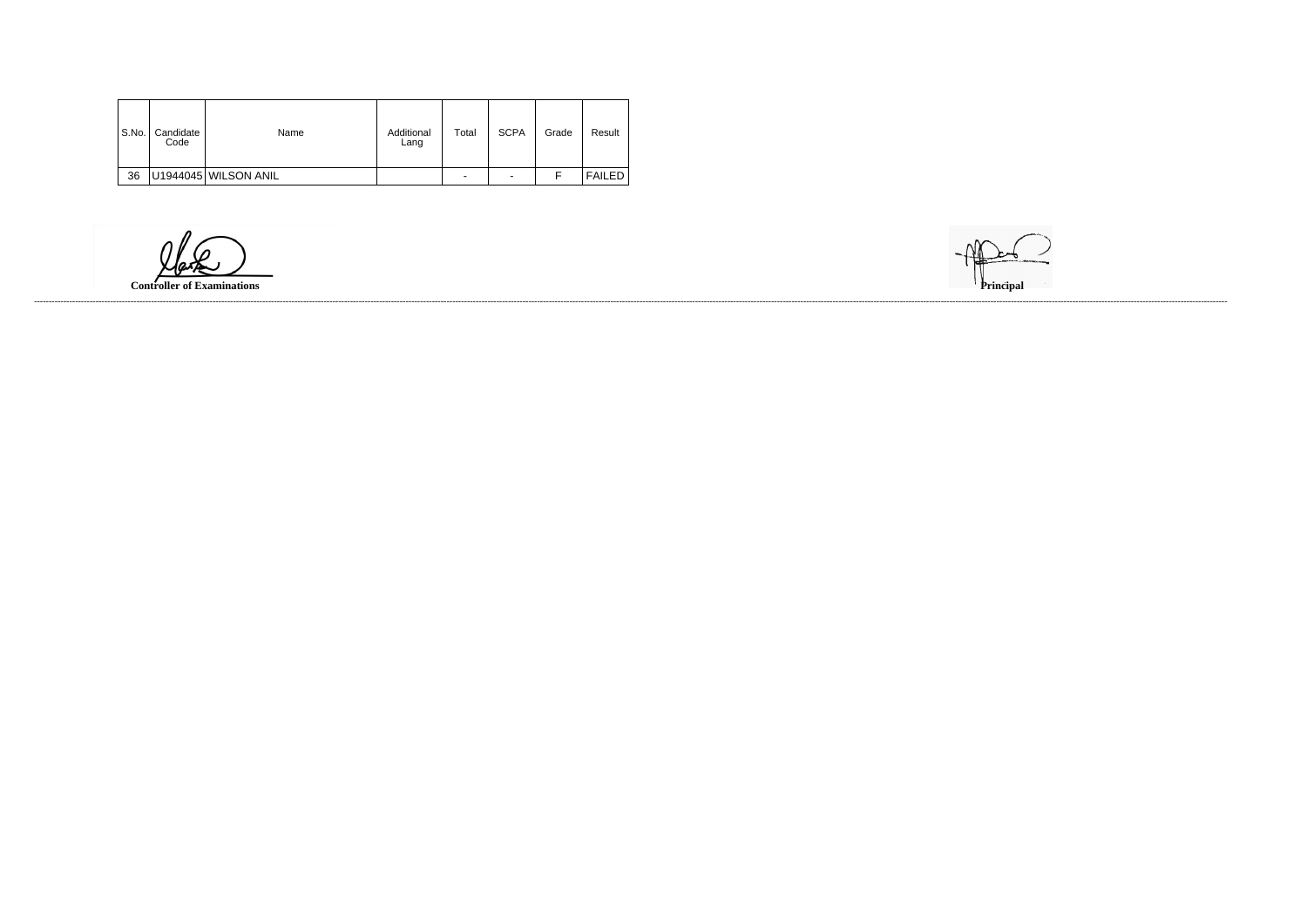| S.No. | Candidate Code | Name | Additional Lang | Total | SCPA | Grade | Result |
|---|---|---|---|---|---|---|---|
| 36 | U1944045 | WILSON ANIL | | - | - | F | FAILED |

**Controller of Examinations**

**Principal**